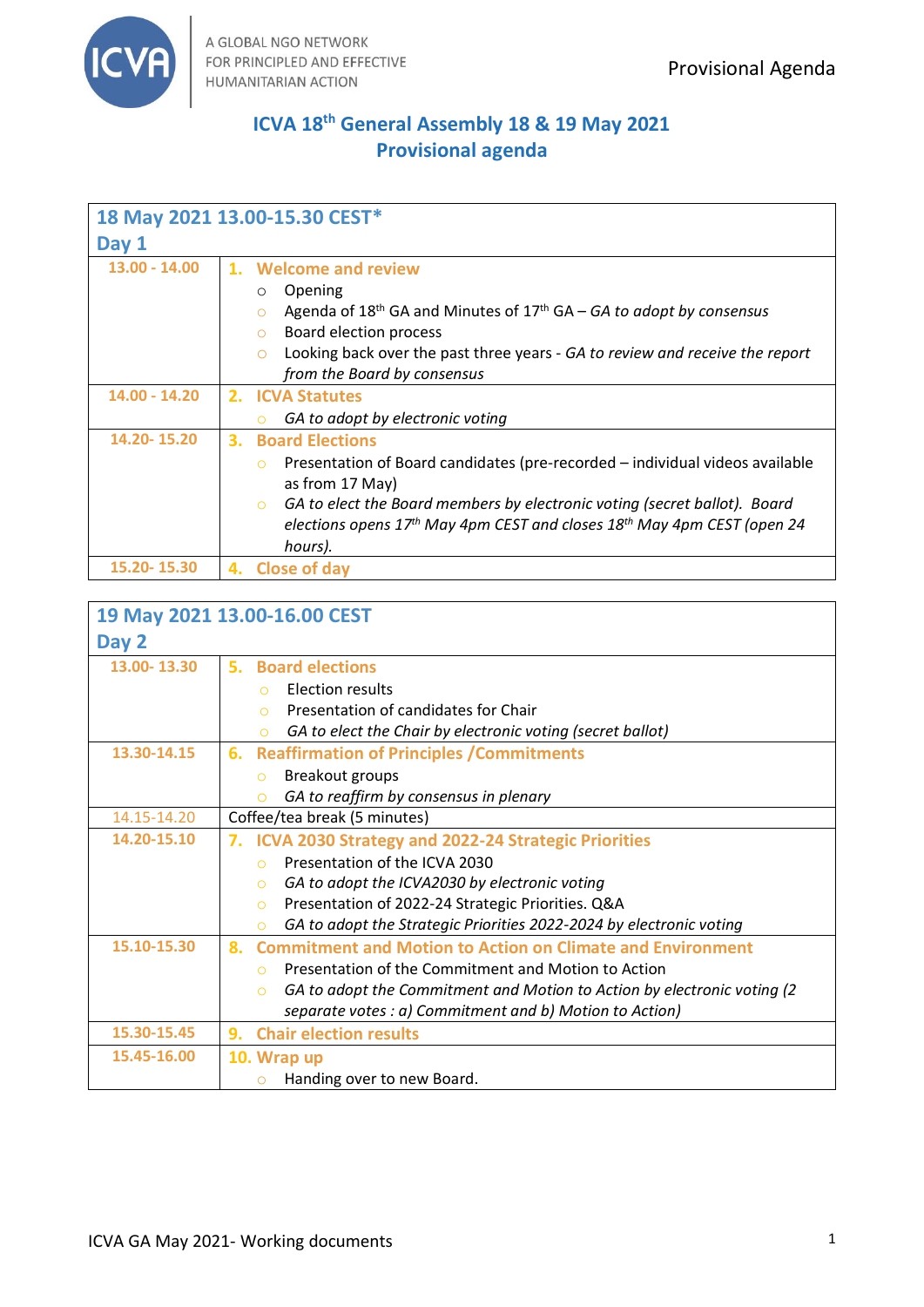A GLOBAL NGO NETWORK FOR PRINCIPLED AND EFFECTIVE HUMANITARIAN ACTION

Provisional Agenda

# ICVA 18th General Assembly 18 & 19 May 2021 Provisional agenda

| 18 May 2021 13.00-15.30 CEST* Day 1 | |
|---|---|
| 13.00 - 14.00 | **1. Welcome and review**<br>○ Opening<br>○ Agenda of 18th GA and Minutes of 17th GA – *GA to adopt by consensus*<br>○ Board election process<br>○ Looking back over the past three years - *GA to review and receive the report from the Board by consensus* |
| 14.00 - 14.20 | **2. ICVA Statutes**<br>○ *GA to adopt by electronic voting* |
| 14.20- 15.20 | **3. Board Elections**<br>○ Presentation of Board candidates (pre-recorded – individual videos available as from 17 May)<br>○ *GA to elect the Board members by electronic voting (secret ballot). Board elections opens 17th May 4pm CEST and closes 18th May 4pm CEST (open 24 hours).* |
| 15.20- 15.30 | **4. Close of day** |

| 19 May 2021 13.00-16.00 CEST Day 2 | |
|---|---|
| 13.00- 13.30 | **5. Board elections**<br>○ Election results<br>○ Presentation of candidates for Chair<br>○ *GA to elect the Chair by electronic voting (secret ballot)* |
| 13.30-14.15 | **6. Reaffirmation of Principles /Commitments**<br>○ Breakout groups<br>○ *GA to reaffirm by consensus in plenary* |
| 14.15-14.20 | Coffee/tea break (5 minutes) |
| 14.20-15.10 | **7. ICVA 2030 Strategy and 2022-24 Strategic Priorities**<br>○ Presentation of the ICVA 2030<br>○ *GA to adopt the ICVA2030 by electronic voting*<br>○ Presentation of 2022-24 Strategic Priorities. Q&A<br>○ *GA to adopt the Strategic Priorities 2022-2024 by electronic voting* |
| 15.10-15.30 | **8. Commitment and Motion to Action on Climate and Environment**<br>○ Presentation of the Commitment and Motion to Action<br>○ *GA to adopt the Commitment and Motion to Action by electronic voting (2 separate votes : a) Commitment and b) Motion to Action)* |
| 15.30-15.45 | **9. Chair election results** |
| 15.45-16.00 | **10. Wrap up**<br>○ Handing over to new Board. |

ICVA GA May 2021- Working documents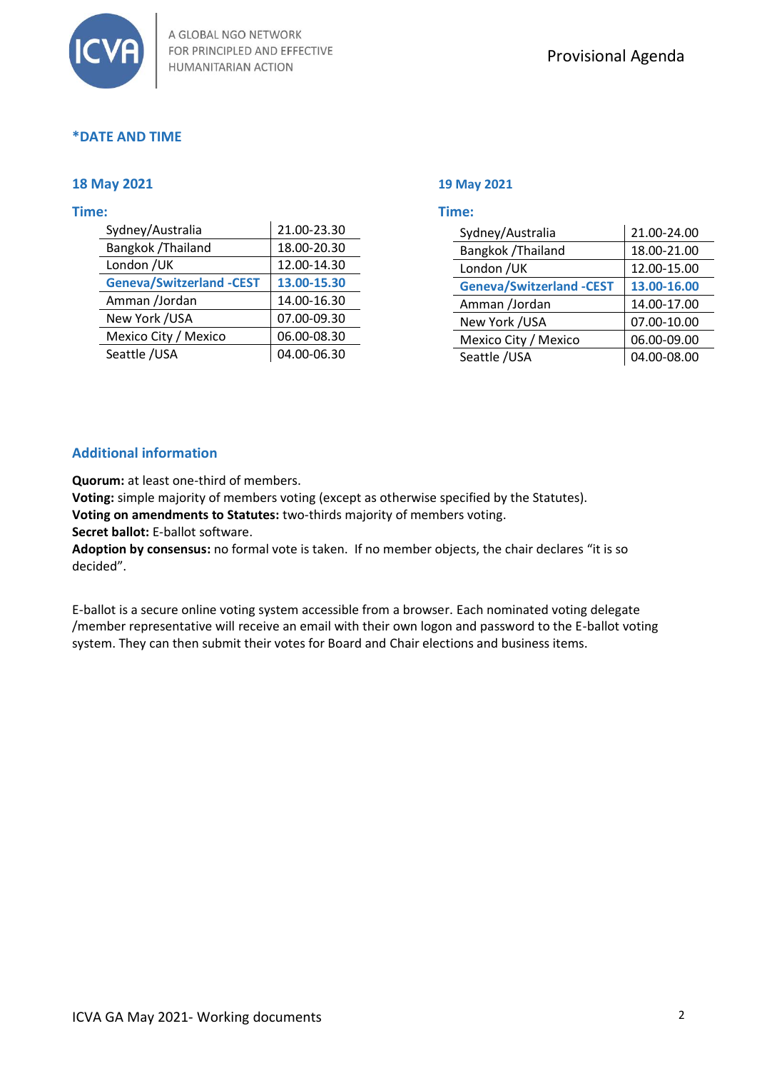Provisional Agenda

## *DATE AND TIME

### 18 May 2021

**Time:**

| | |
|---|---|
| Sydney/Australia | 21.00-23.30 |
| Bangkok /Thailand | 18.00-20.30 |
| London /UK | 12.00-14.30 |
| **Geneva/Switzerland -CEST** | **13.00-15.30** |
| Amman /Jordan | 14.00-16.30 |
| New York /USA | 07.00-09.30 |
| Mexico City / Mexico | 06.00-08.30 |
| Seattle /USA | 04.00-06.30 |

### 19 May 2021

**Time:**

| | |
|---|---|
| Sydney/Australia | 21.00-24.00 |
| Bangkok /Thailand | 18.00-21.00 |
| London /UK | 12.00-15.00 |
| **Geneva/Switzerland -CEST** | **13.00-16.00** |
| Amman /Jordan | 14.00-17.00 |
| New York /USA | 07.00-10.00 |
| Mexico City / Mexico | 06.00-09.00 |
| Seattle /USA | 04.00-08.00 |

## Additional information

**Quorum:** at least one-third of members.
**Voting:** simple majority of members voting (except as otherwise specified by the Statutes).
**Voting on amendments to Statutes:** two-thirds majority of members voting.
**Secret ballot:** E-ballot software.
**Adoption by consensus:** no formal vote is taken. If no member objects, the chair declares "it is so decided".

E-ballot is a secure online voting system accessible from a browser. Each nominated voting delegate /member representative will receive an email with their own logon and password to the E-ballot voting system. They can then submit their votes for Board and Chair elections and business items.